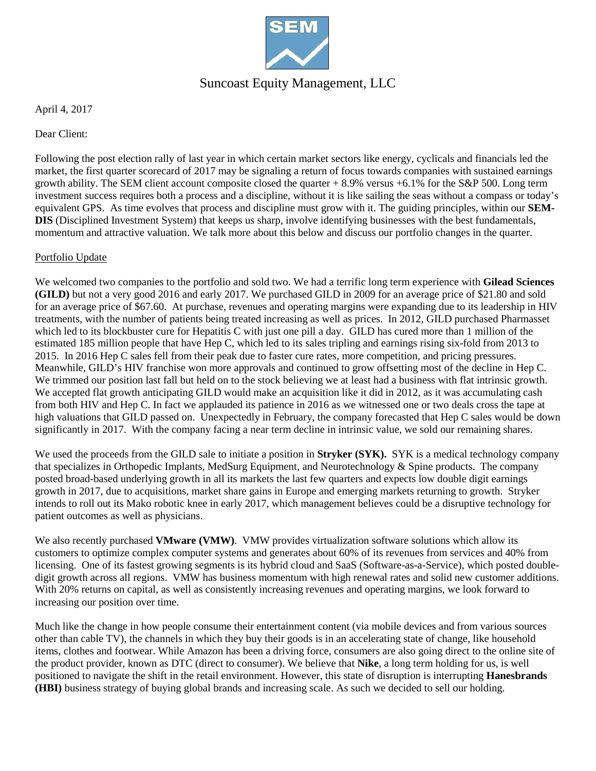# Suncoast Equity Management, LLC

April 4, 2017

Dear Client:

Following the post election rally of last year in which certain market sectors like energy, cyclicals and financials led the market, the first quarter scorecard of 2017 may be signaling a return of focus towards companies with sustained earnings growth ability. The SEM client account composite closed the quarter + 8.9% versus +6.1% for the S&P 500. Long term investment success requires both a process and a discipline, without it is like sailing the seas without a compass or today's equivalent GPS. As time evolves that process and discipline must grow with it. The guiding principles, within our **SEM-DIS** (Disciplined Investment System) that keeps us sharp, involve identifying businesses with the best fundamentals, momentum and attractive valuation. We talk more about this below and discuss our portfolio changes in the quarter.

## Portfolio Update

We welcomed two companies to the portfolio and sold two. We had a terrific long term experience with **Gilead Sciences (GILD)** but not a very good 2016 and early 2017. We purchased GILD in 2009 for an average price of $21.80 and sold for an average price of $67.60. At purchase, revenues and operating margins were expanding due to its leadership in HIV treatments, with the number of patients being treated increasing as well as prices. In 2012, GILD purchased Pharmasset which led to its blockbuster cure for Hepatitis C with just one pill a day. GILD has cured more than 1 million of the estimated 185 million people that have Hep C, which led to its sales tripling and earnings rising six-fold from 2013 to 2015. In 2016 Hep C sales fell from their peak due to faster cure rates, more competition, and pricing pressures. Meanwhile, GILD's HIV franchise won more approvals and continued to grow offsetting most of the decline in Hep C. We trimmed our position last fall but held on to the stock believing we at least had a business with flat intrinsic growth. We accepted flat growth anticipating GILD would make an acquisition like it did in 2012, as it was accumulating cash from both HIV and Hep C. In fact we applauded its patience in 2016 as we witnessed one or two deals cross the tape at high valuations that GILD passed on. Unexpectedly in February, the company forecasted that Hep C sales would be down significantly in 2017. With the company facing a near term decline in intrinsic value, we sold our remaining shares.

We used the proceeds from the GILD sale to initiate a position in **Stryker (SYK).** SYK is a medical technology company that specializes in Orthopedic Implants, MedSurg Equipment, and Neurotechnology & Spine products. The company posted broad-based underlying growth in all its markets the last few quarters and expects low double digit earnings growth in 2017, due to acquisitions, market share gains in Europe and emerging markets returning to growth. Stryker intends to roll out its Mako robotic knee in early 2017, which management believes could be a disruptive technology for patient outcomes as well as physicians.

We also recently purchased **VMware (VMW)**. VMW provides virtualization software solutions which allow its customers to optimize complex computer systems and generates about 60% of its revenues from services and 40% from licensing. One of its fastest growing segments is its hybrid cloud and SaaS (Software-as-a-Service), which posted double-digit growth across all regions. VMW has business momentum with high renewal rates and solid new customer additions. With 20% returns on capital, as well as consistently increasing revenues and operating margins, we look forward to increasing our position over time.

Much like the change in how people consume their entertainment content (via mobile devices and from various sources other than cable TV), the channels in which they buy their goods is in an accelerating state of change, like household items, clothes and footwear. While Amazon has been a driving force, consumers are also going direct to the online site of the product provider, known as DTC (direct to consumer). We believe that **Nike**, a long term holding for us, is well positioned to navigate the shift in the retail environment. However, this state of disruption is interrupting **Hanesbrands (HBI)** business strategy of buying global brands and increasing scale. As such we decided to sell our holding.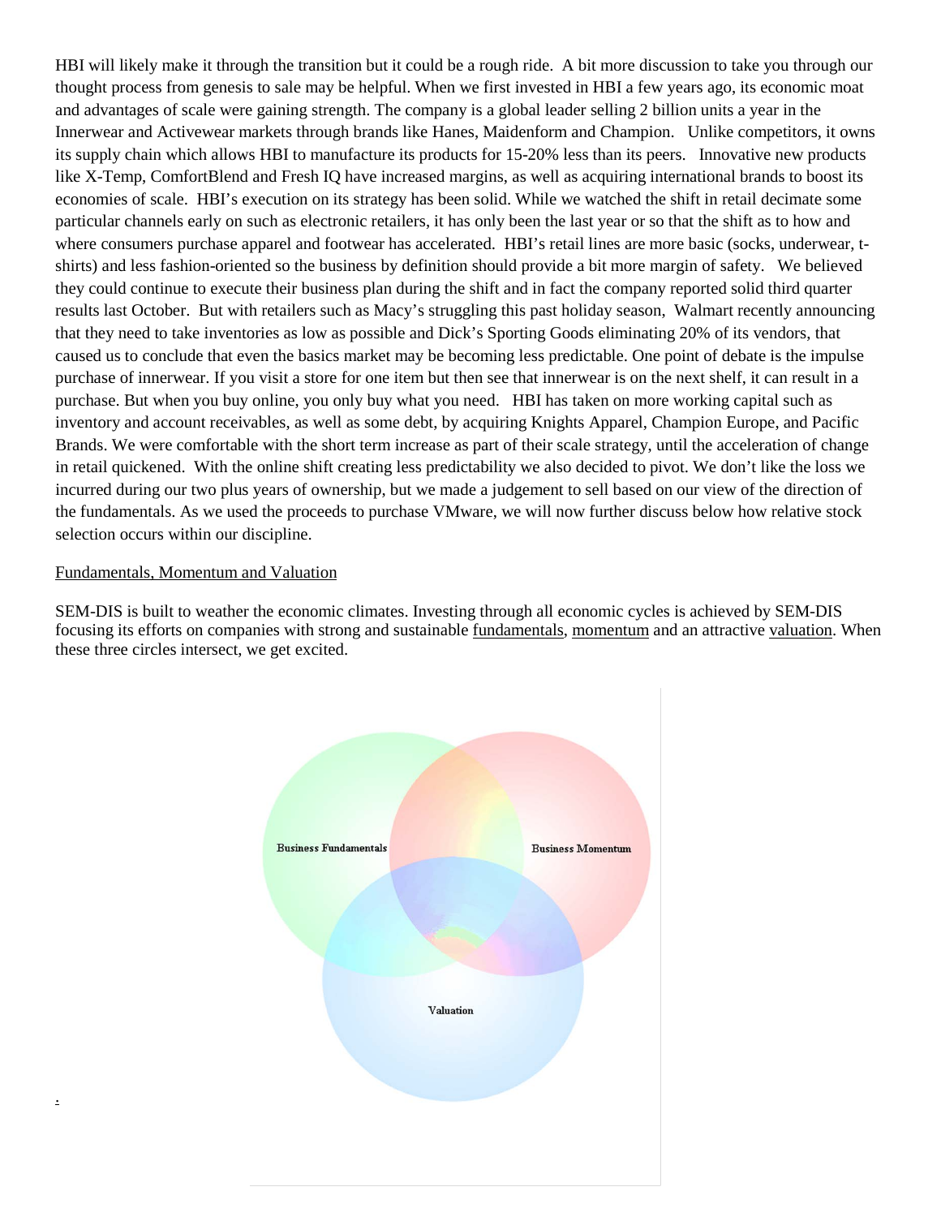HBI will likely make it through the transition but it could be a rough ride. A bit more discussion to take you through our thought process from genesis to sale may be helpful. When we first invested in HBI a few years ago, its economic moat and advantages of scale were gaining strength. The company is a global leader selling 2 billion units a year in the Innerwear and Activewear markets through brands like Hanes, Maidenform and Champion. Unlike competitors, it owns its supply chain which allows HBI to manufacture its products for 15-20% less than its peers. Innovative new products like X-Temp, ComfortBlend and Fresh IQ have increased margins, as well as acquiring international brands to boost its economies of scale. HBI's execution on its strategy has been solid. While we watched the shift in retail decimate some particular channels early on such as electronic retailers, it has only been the last year or so that the shift as to how and where consumers purchase apparel and footwear has accelerated. HBI's retail lines are more basic (socks, underwear, t-shirts) and less fashion-oriented so the business by definition should provide a bit more margin of safety. We believed they could continue to execute their business plan during the shift and in fact the company reported solid third quarter results last October. But with retailers such as Macy's struggling this past holiday season, Walmart recently announcing that they need to take inventories as low as possible and Dick's Sporting Goods eliminating 20% of its vendors, that caused us to conclude that even the basics market may be becoming less predictable. One point of debate is the impulse purchase of innerwear. If you visit a store for one item but then see that innerwear is on the next shelf, it can result in a purchase. But when you buy online, you only buy what you need. HBI has taken on more working capital such as inventory and account receivables, as well as some debt, by acquiring Knights Apparel, Champion Europe, and Pacific Brands. We were comfortable with the short term increase as part of their scale strategy, until the acceleration of change in retail quickened. With the online shift creating less predictability we also decided to pivot. We don't like the loss we incurred during our two plus years of ownership, but we made a judgement to sell based on our view of the direction of the fundamentals. As we used the proceeds to purchase VMware, we will now further discuss below how relative stock selection occurs within our discipline.

Fundamentals, Momentum and Valuation

SEM-DIS is built to weather the economic climates. Investing through all economic cycles is achieved by SEM-DIS focusing its efforts on companies with strong and sustainable fundamentals, momentum and an attractive valuation. When these three circles intersect, we get excited.

Business Fundamentals

Business Momentum

Valuation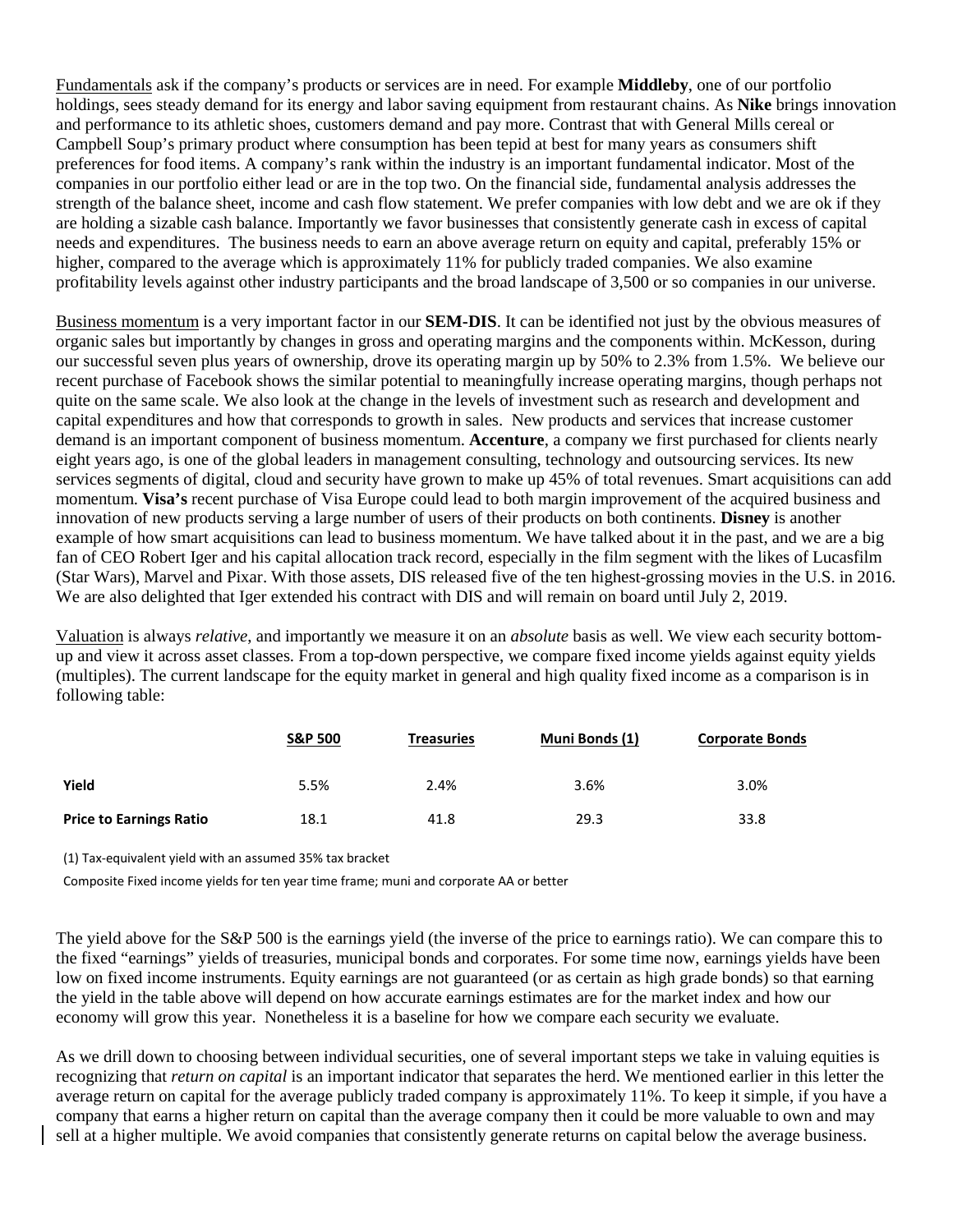Fundamentals ask if the company's products or services are in need. For example **Middleby**, one of our portfolio holdings, sees steady demand for its energy and labor saving equipment from restaurant chains. As **Nike** brings innovation and performance to its athletic shoes, customers demand and pay more. Contrast that with General Mills cereal or Campbell Soup's primary product where consumption has been tepid at best for many years as consumers shift preferences for food items. A company's rank within the industry is an important fundamental indicator. Most of the companies in our portfolio either lead or are in the top two. On the financial side, fundamental analysis addresses the strength of the balance sheet, income and cash flow statement. We prefer companies with low debt and we are ok if they are holding a sizable cash balance. Importantly we favor businesses that consistently generate cash in excess of capital needs and expenditures. The business needs to earn an above average return on equity and capital, preferably 15% or higher, compared to the average which is approximately 11% for publicly traded companies. We also examine profitability levels against other industry participants and the broad landscape of 3,500 or so companies in our universe.

Business momentum is a very important factor in our **SEM-DIS**. It can be identified not just by the obvious measures of organic sales but importantly by changes in gross and operating margins and the components within. McKesson, during our successful seven plus years of ownership, drove its operating margin up by 50% to 2.3% from 1.5%. We believe our recent purchase of Facebook shows the similar potential to meaningfully increase operating margins, though perhaps not quite on the same scale. We also look at the change in the levels of investment such as research and development and capital expenditures and how that corresponds to growth in sales. New products and services that increase customer demand is an important component of business momentum. **Accenture**, a company we first purchased for clients nearly eight years ago, is one of the global leaders in management consulting, technology and outsourcing services. Its new services segments of digital, cloud and security have grown to make up 45% of total revenues. Smart acquisitions can add momentum. **Visa's** recent purchase of Visa Europe could lead to both margin improvement of the acquired business and innovation of new products serving a large number of users of their products on both continents. **Disney** is another example of how smart acquisitions can lead to business momentum. We have talked about it in the past, and we are a big fan of CEO Robert Iger and his capital allocation track record, especially in the film segment with the likes of Lucasfilm (Star Wars), Marvel and Pixar. With those assets, DIS released five of the ten highest-grossing movies in the U.S. in 2016. We are also delighted that Iger extended his contract with DIS and will remain on board until July 2, 2019.

Valuation is always *relative*, and importantly we measure it on an *absolute* basis as well. We view each security bottom-up and view it across asset classes. From a top-down perspective, we compare fixed income yields against equity yields (multiples). The current landscape for the equity market in general and high quality fixed income as a comparison is in following table:

| | S&P 500 | Treasuries | Muni Bonds (1) | Corporate Bonds |
|---|---|---|---|---|
| **Yield** | 5.5% | 2.4% | 3.6% | 3.0% |
| **Price to Earnings Ratio** | 18.1 | 41.8 | 29.3 | 33.8 |

(1) Tax-equivalent yield with an assumed 35% tax bracket

Composite Fixed income yields for ten year time frame; muni and corporate AA or better

The yield above for the S&P 500 is the earnings yield (the inverse of the price to earnings ratio). We can compare this to the fixed "earnings" yields of treasuries, municipal bonds and corporates. For some time now, earnings yields have been low on fixed income instruments. Equity earnings are not guaranteed (or as certain as high grade bonds) so that earning the yield in the table above will depend on how accurate earnings estimates are for the market index and how our economy will grow this year. Nonetheless it is a baseline for how we compare each security we evaluate.

As we drill down to choosing between individual securities, one of several important steps we take in valuing equities is recognizing that *return on capital* is an important indicator that separates the herd. We mentioned earlier in this letter the average return on capital for the average publicly traded company is approximately 11%. To keep it simple, if you have a company that earns a higher return on capital than the average company then it could be more valuable to own and may sell at a higher multiple. We avoid companies that consistently generate returns on capital below the average business.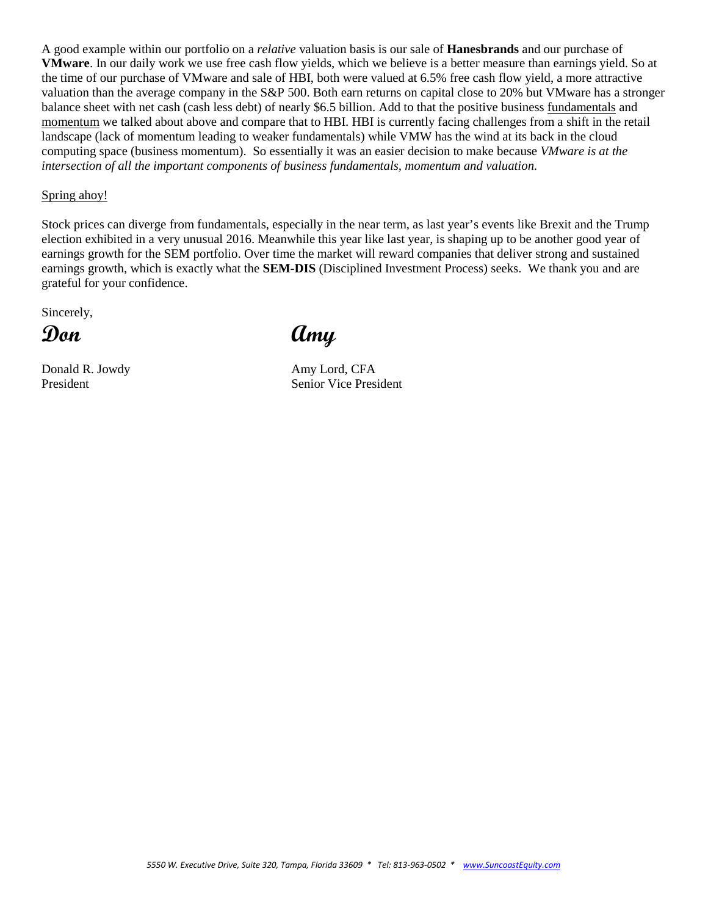A good example within our portfolio on a *relative* valuation basis is our sale of **Hanesbrands** and our purchase of **VMware**. In our daily work we use free cash flow yields, which we believe is a better measure than earnings yield. So at the time of our purchase of VMware and sale of HBI, both were valued at 6.5% free cash flow yield, a more attractive valuation than the average company in the S&P 500. Both earn returns on capital close to 20% but VMware has a stronger balance sheet with net cash (cash less debt) of nearly $6.5 billion. Add to that the positive business fundamentals and momentum we talked about above and compare that to HBI. HBI is currently facing challenges from a shift in the retail landscape (lack of momentum leading to weaker fundamentals) while VMW has the wind at its back in the cloud computing space (business momentum). So essentially it was an easier decision to make because *VMware is at the intersection of all the important components of business fundamentals, momentum and valuation.*

Spring ahoy!

Stock prices can diverge from fundamentals, especially in the near term, as last year's events like Brexit and the Trump election exhibited in a very unusual 2016. Meanwhile this year like last year, is shaping up to be another good year of earnings growth for the SEM portfolio. Over time the market will reward companies that deliver strong and sustained earnings growth, which is exactly what the **SEM-DIS** (Disciplined Investment Process) seeks. We thank you and are grateful for your confidence.

Sincerely,

**Don** **Amy**

Donald R. Jowdy
President

Amy Lord, CFA
Senior Vice President

*5550 W. Executive Drive, Suite 320, Tampa, Florida 33609 * Tel: 813-963-0502 * www.SuncoastEquity.com*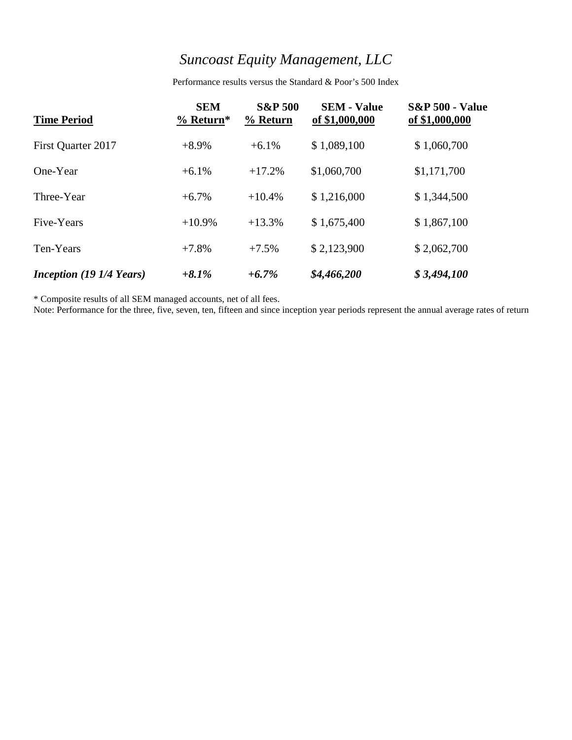# *Suncoast Equity Management, LLC*

Performance results versus the Standard & Poor's 500 Index

| Time Period | SEM % Return* | S&P 500 % Return | SEM - Value of $1,000,000 | S&P 500 - Value of $1,000,000 |
|---|---|---|---|---|
| First Quarter 2017 | +8.9% | +6.1% | $ 1,089,100 | $ 1,060,700 |
| One-Year | +6.1% | +17.2% | $1,060,700 | $1,171,700 |
| Three-Year | +6.7% | +10.4% | $ 1,216,000 | $ 1,344,500 |
| Five-Years | +10.9% | +13.3% | $ 1,675,400 | $ 1,867,100 |
| Ten-Years | +7.8% | +7.5% | $ 2,123,900 | $ 2,062,700 |
| ***Inception (19 1/4 Years)*** | ***+8.1%*** | ***+6.7%*** | ***$4,466,200*** | ***$ 3,494,100*** |

\* Composite results of all SEM managed accounts, net of all fees.

Note: Performance for the three, five, seven, ten, fifteen and since inception year periods represent the annual average rates of return